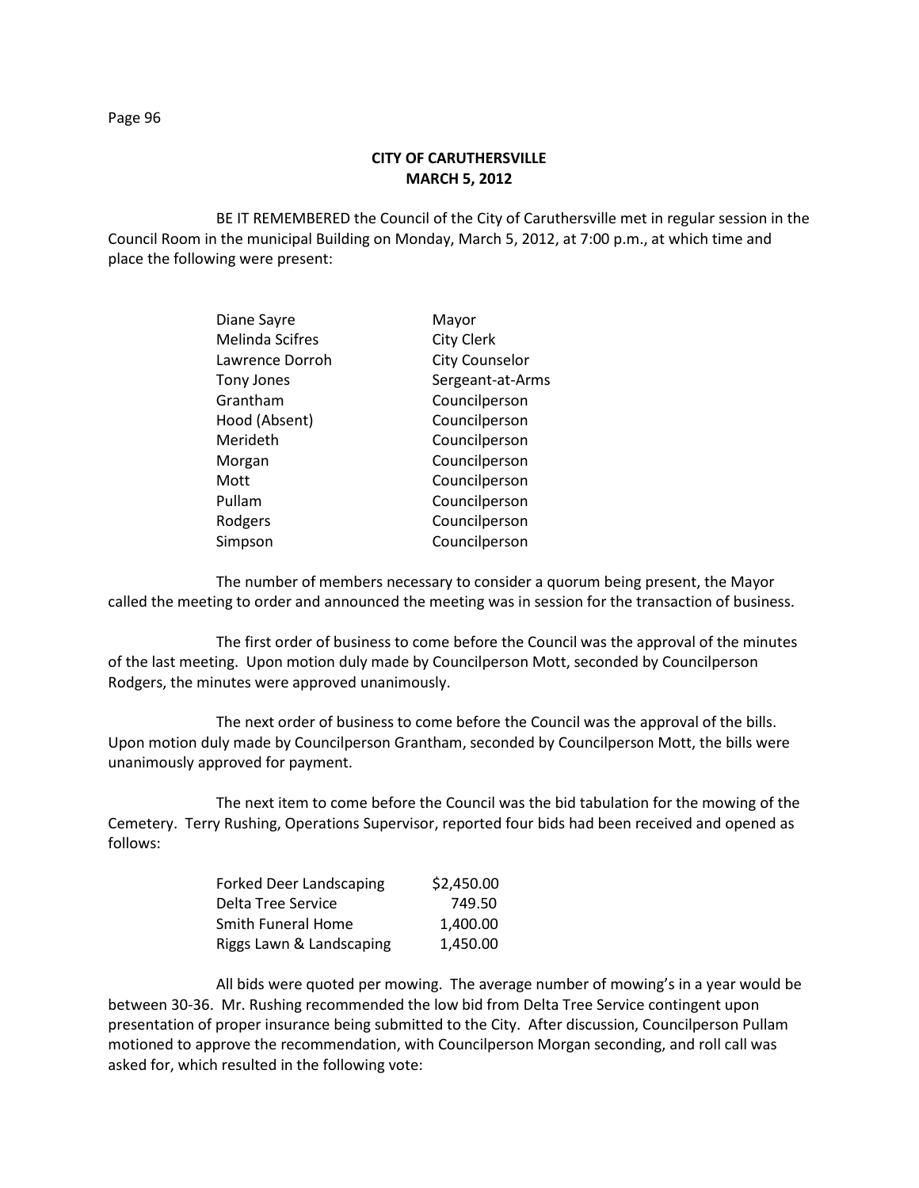**CITY OF CARUTHERSVILLE**
**MARCH 5, 2012**

BE IT REMEMBERED the Council of the City of Caruthersville met in regular session in the Council Room in the municipal Building on Monday, March 5, 2012, at 7:00 p.m., at which time and place the following were present:

| | |
|---|---|
| Diane Sayre | Mayor |
| Melinda Scifres | City Clerk |
| Lawrence Dorroh | City Counselor |
| Tony Jones | Sergeant-at-Arms |
| Grantham | Councilperson |
| Hood (Absent) | Councilperson |
| Merideth | Councilperson |
| Morgan | Councilperson |
| Mott | Councilperson |
| Pullam | Councilperson |
| Rodgers | Councilperson |
| Simpson | Councilperson |

The number of members necessary to consider a quorum being present, the Mayor called the meeting to order and announced the meeting was in session for the transaction of business.

The first order of business to come before the Council was the approval of the minutes of the last meeting. Upon motion duly made by Councilperson Mott, seconded by Councilperson Rodgers, the minutes were approved unanimously.

The next order of business to come before the Council was the approval of the bills. Upon motion duly made by Councilperson Grantham, seconded by Councilperson Mott, the bills were unanimously approved for payment.

The next item to come before the Council was the bid tabulation for the mowing of the Cemetery. Terry Rushing, Operations Supervisor, reported four bids had been received and opened as follows:

| | |
|---|---|
| Forked Deer Landscaping | $2,450.00 |
| Delta Tree Service | 749.50 |
| Smith Funeral Home | 1,400.00 |
| Riggs Lawn & Landscaping | 1,450.00 |

All bids were quoted per mowing. The average number of mowing's in a year would be between 30-36. Mr. Rushing recommended the low bid from Delta Tree Service contingent upon presentation of proper insurance being submitted to the City. After discussion, Councilperson Pullam motioned to approve the recommendation, with Councilperson Morgan seconding, and roll call was asked for, which resulted in the following vote: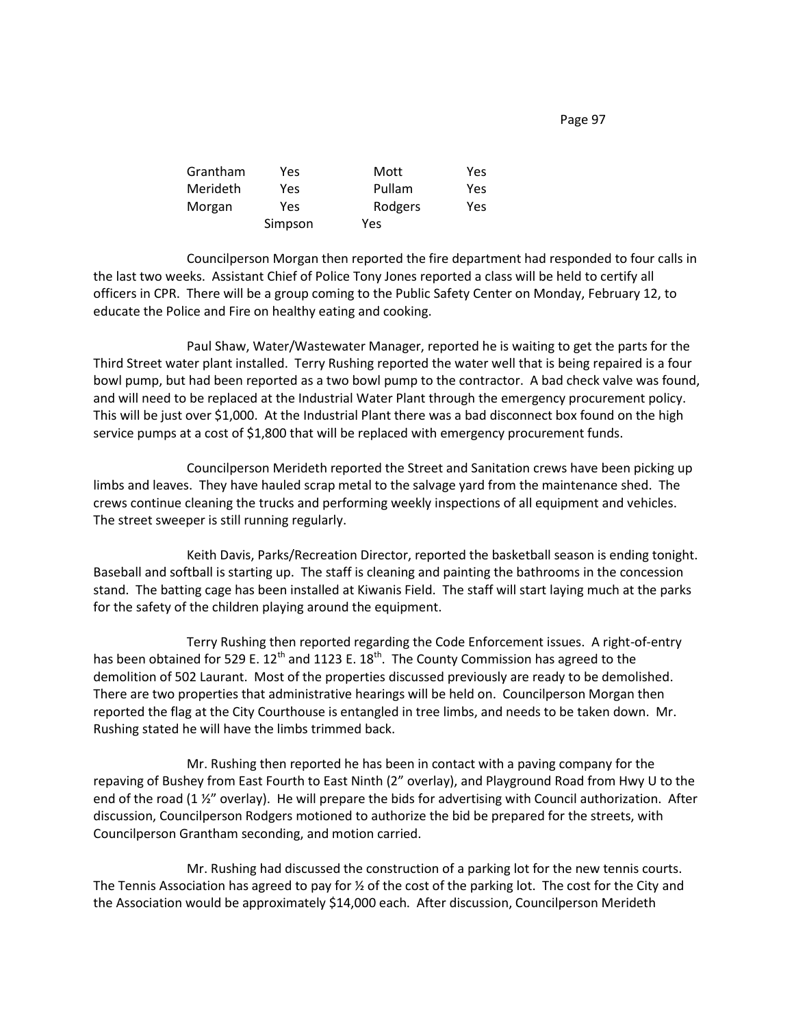| | | | |
|---|---|---|---|
| Grantham | Yes | Mott | Yes |
| Merideth | Yes | Pullam | Yes |
| Morgan | Yes | Rodgers | Yes |
| | Simpson | Yes | |

Councilperson Morgan then reported the fire department had responded to four calls in the last two weeks. Assistant Chief of Police Tony Jones reported a class will be held to certify all officers in CPR. There will be a group coming to the Public Safety Center on Monday, February 12, to educate the Police and Fire on healthy eating and cooking.

Paul Shaw, Water/Wastewater Manager, reported he is waiting to get the parts for the Third Street water plant installed. Terry Rushing reported the water well that is being repaired is a four bowl pump, but had been reported as a two bowl pump to the contractor. A bad check valve was found, and will need to be replaced at the Industrial Water Plant through the emergency procurement policy. This will be just over $1,000. At the Industrial Plant there was a bad disconnect box found on the high service pumps at a cost of $1,800 that will be replaced with emergency procurement funds.

Councilperson Merideth reported the Street and Sanitation crews have been picking up limbs and leaves. They have hauled scrap metal to the salvage yard from the maintenance shed. The crews continue cleaning the trucks and performing weekly inspections of all equipment and vehicles. The street sweeper is still running regularly.

Keith Davis, Parks/Recreation Director, reported the basketball season is ending tonight. Baseball and softball is starting up. The staff is cleaning and painting the bathrooms in the concession stand. The batting cage has been installed at Kiwanis Field. The staff will start laying much at the parks for the safety of the children playing around the equipment.

Terry Rushing then reported regarding the Code Enforcement issues. A right-of-entry has been obtained for 529 E. 12th and 1123 E. 18th. The County Commission has agreed to the demolition of 502 Laurant. Most of the properties discussed previously are ready to be demolished. There are two properties that administrative hearings will be held on. Councilperson Morgan then reported the flag at the City Courthouse is entangled in tree limbs, and needs to be taken down. Mr. Rushing stated he will have the limbs trimmed back.

Mr. Rushing then reported he has been in contact with a paving company for the repaving of Bushey from East Fourth to East Ninth (2" overlay), and Playground Road from Hwy U to the end of the road (1 ½" overlay). He will prepare the bids for advertising with Council authorization. After discussion, Councilperson Rodgers motioned to authorize the bid be prepared for the streets, with Councilperson Grantham seconding, and motion carried.

Mr. Rushing had discussed the construction of a parking lot for the new tennis courts. The Tennis Association has agreed to pay for ½ of the cost of the parking lot. The cost for the City and the Association would be approximately $14,000 each. After discussion, Councilperson Merideth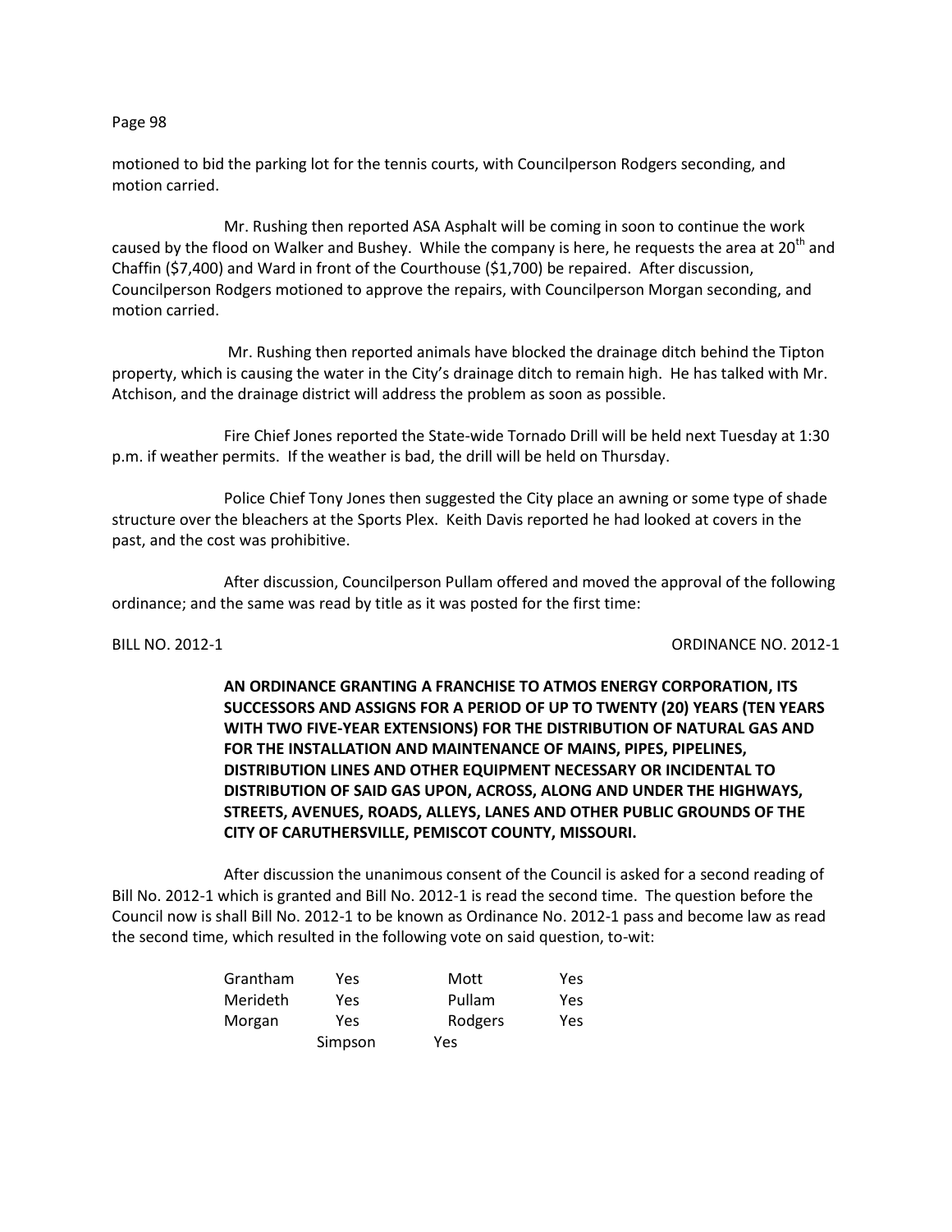motioned to bid the parking lot for the tennis courts, with Councilperson Rodgers seconding, and motion carried.

Mr. Rushing then reported ASA Asphalt will be coming in soon to continue the work caused by the flood on Walker and Bushey. While the company is here, he requests the area at 20th and Chaffin ($7,400) and Ward in front of the Courthouse ($1,700) be repaired. After discussion, Councilperson Rodgers motioned to approve the repairs, with Councilperson Morgan seconding, and motion carried.

Mr. Rushing then reported animals have blocked the drainage ditch behind the Tipton property, which is causing the water in the City's drainage ditch to remain high. He has talked with Mr. Atchison, and the drainage district will address the problem as soon as possible.

Fire Chief Jones reported the State-wide Tornado Drill will be held next Tuesday at 1:30 p.m. if weather permits. If the weather is bad, the drill will be held on Thursday.

Police Chief Tony Jones then suggested the City place an awning or some type of shade structure over the bleachers at the Sports Plex. Keith Davis reported he had looked at covers in the past, and the cost was prohibitive.

After discussion, Councilperson Pullam offered and moved the approval of the following ordinance; and the same was read by title as it was posted for the first time:

BILL NO. 2012-1 ORDINANCE NO. 2012-1

**AN ORDINANCE GRANTING A FRANCHISE TO ATMOS ENERGY CORPORATION, ITS SUCCESSORS AND ASSIGNS FOR A PERIOD OF UP TO TWENTY (20) YEARS (TEN YEARS WITH TWO FIVE-YEAR EXTENSIONS) FOR THE DISTRIBUTION OF NATURAL GAS AND FOR THE INSTALLATION AND MAINTENANCE OF MAINS, PIPES, PIPELINES, DISTRIBUTION LINES AND OTHER EQUIPMENT NECESSARY OR INCIDENTAL TO DISTRIBUTION OF SAID GAS UPON, ACROSS, ALONG AND UNDER THE HIGHWAYS, STREETS, AVENUES, ROADS, ALLEYS, LANES AND OTHER PUBLIC GROUNDS OF THE CITY OF CARUTHERSVILLE, PEMISCOT COUNTY, MISSOURI.**

After discussion the unanimous consent of the Council is asked for a second reading of Bill No. 2012-1 which is granted and Bill No. 2012-1 is read the second time. The question before the Council now is shall Bill No. 2012-1 to be known as Ordinance No. 2012-1 pass and become law as read the second time, which resulted in the following vote on said question, to-wit:

| | | | |
|---|---|---|---|
| Grantham | Yes | Mott | Yes |
| Merideth | Yes | Pullam | Yes |
| Morgan | Yes | Rodgers | Yes |
| Simpson | Yes | | |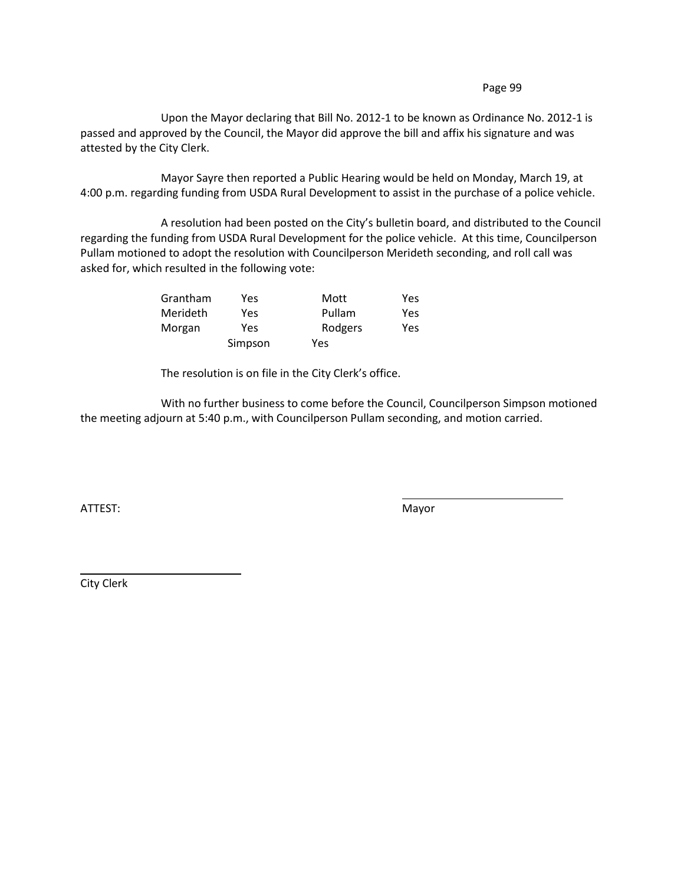Upon the Mayor declaring that Bill No. 2012-1 to be known as Ordinance No. 2012-1 is passed and approved by the Council, the Mayor did approve the bill and affix his signature and was attested by the City Clerk.

Mayor Sayre then reported a Public Hearing would be held on Monday, March 19, at 4:00 p.m. regarding funding from USDA Rural Development to assist in the purchase of a police vehicle.

A resolution had been posted on the City's bulletin board, and distributed to the Council regarding the funding from USDA Rural Development for the police vehicle. At this time, Councilperson Pullam motioned to adopt the resolution with Councilperson Merideth seconding, and roll call was asked for, which resulted in the following vote:

| | | | |
|---|---|---|---|
| Grantham | Yes | Mott | Yes |
| Merideth | Yes | Pullam | Yes |
| Morgan | Yes | Rodgers | Yes |
| | Simpson | Yes | |

The resolution is on file in the City Clerk's office.

With no further business to come before the Council, Councilperson Simpson motioned the meeting adjourn at 5:40 p.m., with Councilperson Pullam seconding, and motion carried.

ATTEST:

______________________________
Mayor

______________________________
City Clerk